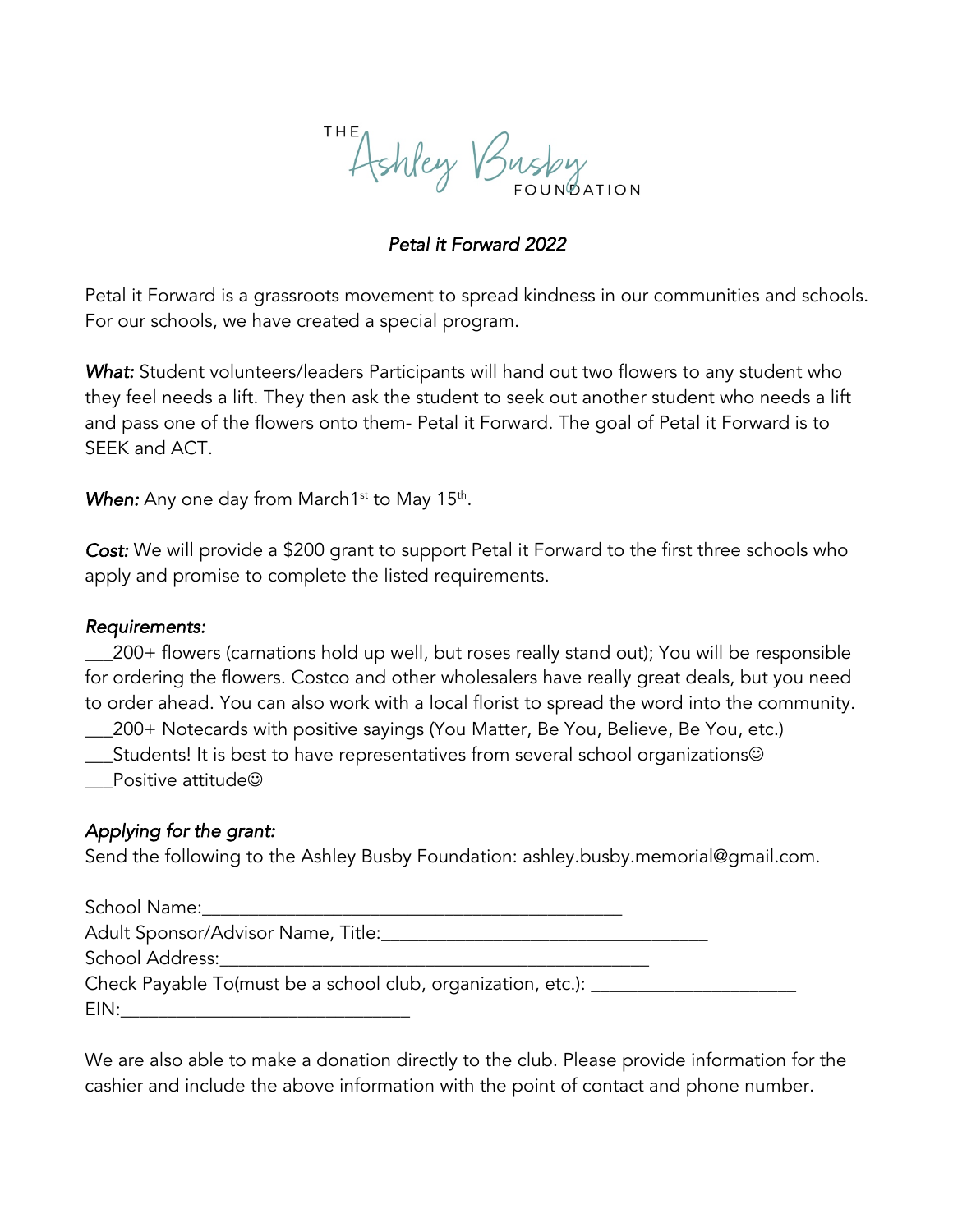THE Ashley Busby FOUNDATION

*Petal it Forward 2022*

Petal it Forward is a grassroots movement to spread kindness in our communities and schools. For our schools, we have created a special program.

***What:*** Student volunteers/leaders Participants will hand out two flowers to any student who they feel needs a lift. They then ask the student to seek out another student who needs a lift and pass one of the flowers onto them- Petal it Forward. The goal of Petal it Forward is to SEEK and ACT.

***When:*** Any one day from March1st to May 15th.

***Cost:*** We will provide a $200 grant to support Petal it Forward to the first three schools who apply and promise to complete the listed requirements.

*Requirements:*

___200+ flowers (carnations hold up well, but roses really stand out); You will be responsible for ordering the flowers. Costco and other wholesalers have really great deals, but you need to order ahead. You can also work with a local florist to spread the word into the community.
___200+ Notecards with positive sayings (You Matter, Be You, Believe, Be You, etc.)
___Students! It is best to have representatives from several school organizations☺
___Positive attitude☺

*Applying for the grant:*

Send the following to the Ashley Busby Foundation: ashley.busby.memorial@gmail.com.

School Name:_____________________________________________
Adult Sponsor/Advisor Name, Title:__________________________________
School Address:_______________________________________________
Check Payable To(must be a school club, organization, etc.): ______________________
EIN:______________________________

We are also able to make a donation directly to the club. Please provide information for the cashier and include the above information with the point of contact and phone number.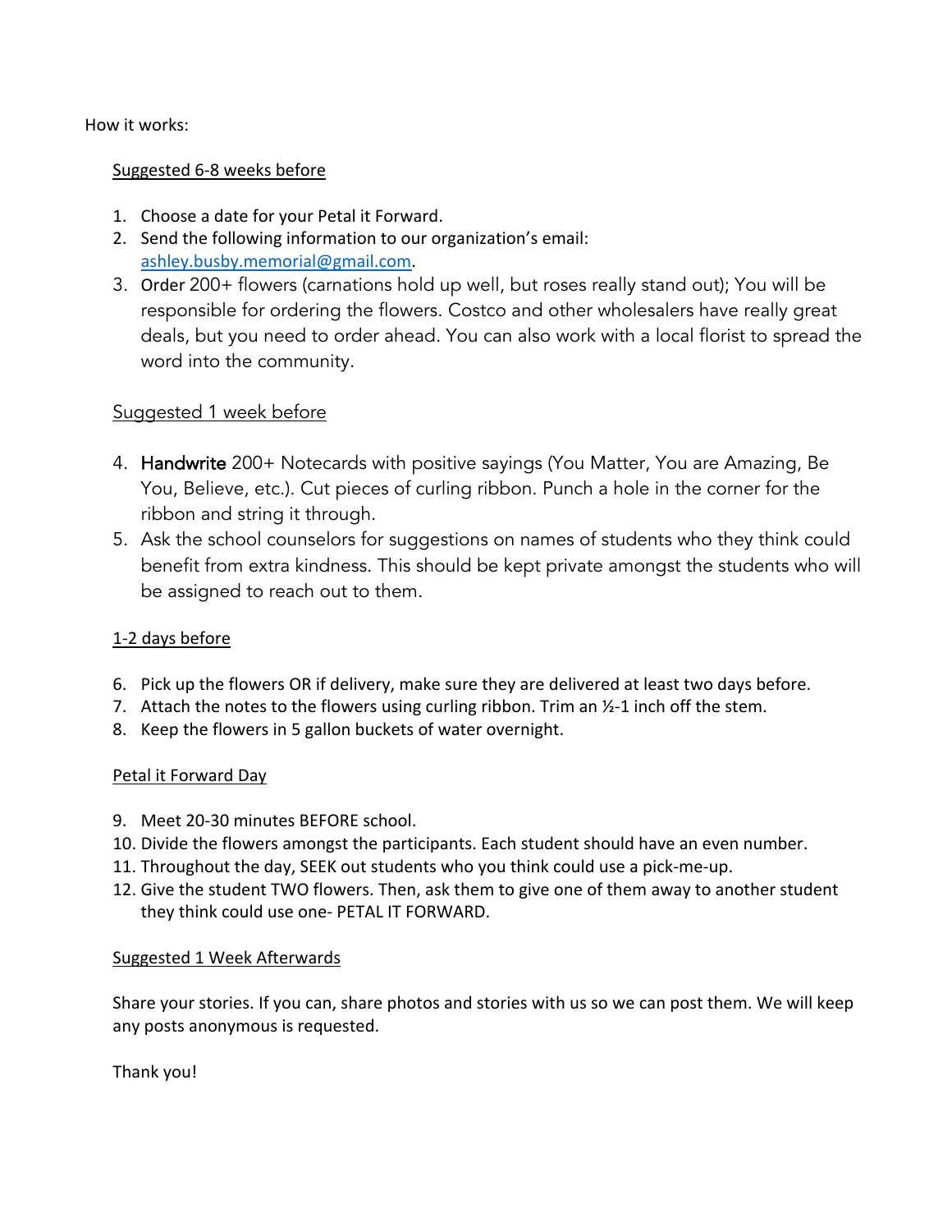How it works:

Suggested 6-8 weeks before

1. Choose a date for your Petal it Forward.
2. Send the following information to our organization's email: ashley.busby.memorial@gmail.com.
3. Order 200+ flowers (carnations hold up well, but roses really stand out); You will be responsible for ordering the flowers. Costco and other wholesalers have really great deals, but you need to order ahead. You can also work with a local florist to spread the word into the community.

Suggested 1 week before

4. Handwrite 200+ Notecards with positive sayings (You Matter, You are Amazing, Be You, Believe, etc.). Cut pieces of curling ribbon. Punch a hole in the corner for the ribbon and string it through.
5. Ask the school counselors for suggestions on names of students who they think could benefit from extra kindness. This should be kept private amongst the students who will be assigned to reach out to them.

1-2 days before

6. Pick up the flowers OR if delivery, make sure they are delivered at least two days before.
7. Attach the notes to the flowers using curling ribbon. Trim an ½-1 inch off the stem.
8. Keep the flowers in 5 gallon buckets of water overnight.

Petal it Forward Day

9. Meet 20-30 minutes BEFORE school.
10. Divide the flowers amongst the participants. Each student should have an even number.
11. Throughout the day, SEEK out students who you think could use a pick-me-up.
12. Give the student TWO flowers. Then, ask them to give one of them away to another student they think could use one- PETAL IT FORWARD.

Suggested 1 Week Afterwards

Share your stories. If you can, share photos and stories with us so we can post them. We will keep any posts anonymous is requested.

Thank you!